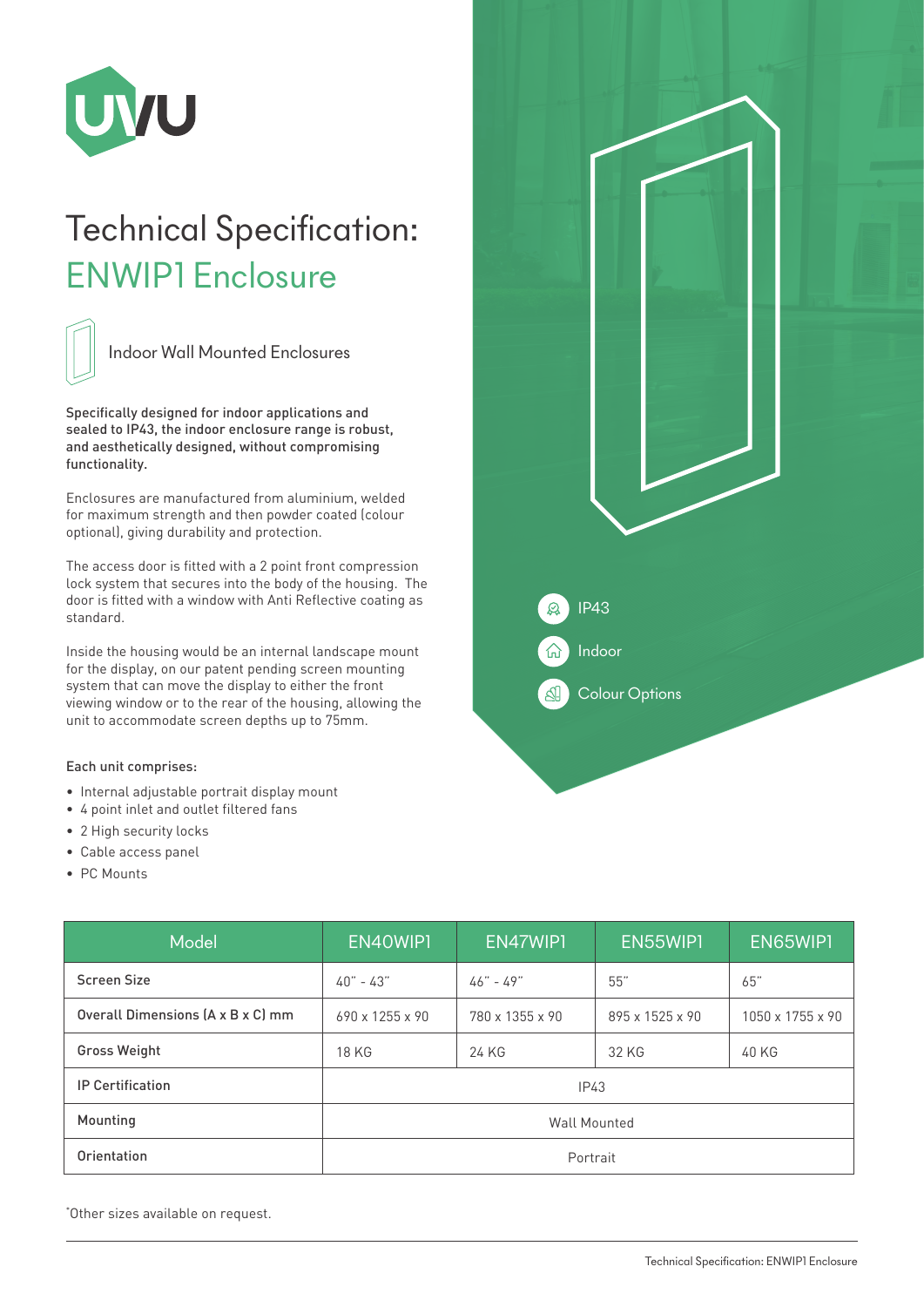# Technical Specification: ENWIP1 Enclosure

Indoor Wall Mounted Enclosures

**Specifically designed for indoor applications and sealed to IP43, the indoor enclosure range is robust, and aesthetically designed, without compromising functionality.**

Enclosures are manufactured from aluminium, welded for maximum strength and then powder coated (colour optional), giving durability and protection.

The access door is fitted with a 2 point front compression lock system that secures into the body of the housing. The door is fitted with a window with Anti Reflective coating as standard.

Inside the housing would be an internal landscape mount for the display, on our patent pending screen mounting system that can move the display to either the front viewing window or to the rear of the housing, allowing the unit to accommodate screen depths up to 75mm.

IP43

Indoor

Colour Options

**Each unit comprises:**

- Internal adjustable portrait display mount
- 4 point inlet and outlet filtered fans
- 2 High security locks
- Cable access panel
- PC Mounts

| Model | EN40WIP1 | EN47WIP1 | EN55WIP1 | EN65WIP1 |
|---|---|---|---|---|
| Screen Size | 40" - 43" | 46" - 49" | 55" | 65" |
| Overall Dimensions (A x B x C) mm | 690 x 1255 x 90 | 780 x 1355 x 90 | 895 x 1525 x 90 | 1050 x 1755 x 90 |
| Gross Weight | 18 KG | 24 KG | 32 KG | 40 KG |
| IP Certification | IP43 | | | |
| Mounting | Wall Mounted | | | |
| Orientation | Portrait | | | |

*Other sizes available on request.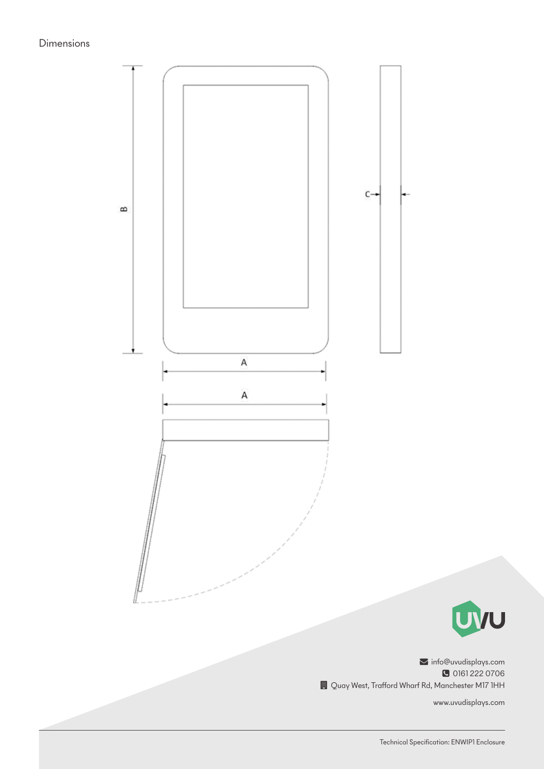Dimensions

B

C

A

A

info@uvudisplays.com
0161 222 0706
Quay West, Trafford Wharf Rd, Manchester M17 1HH

www.uvudisplays.com